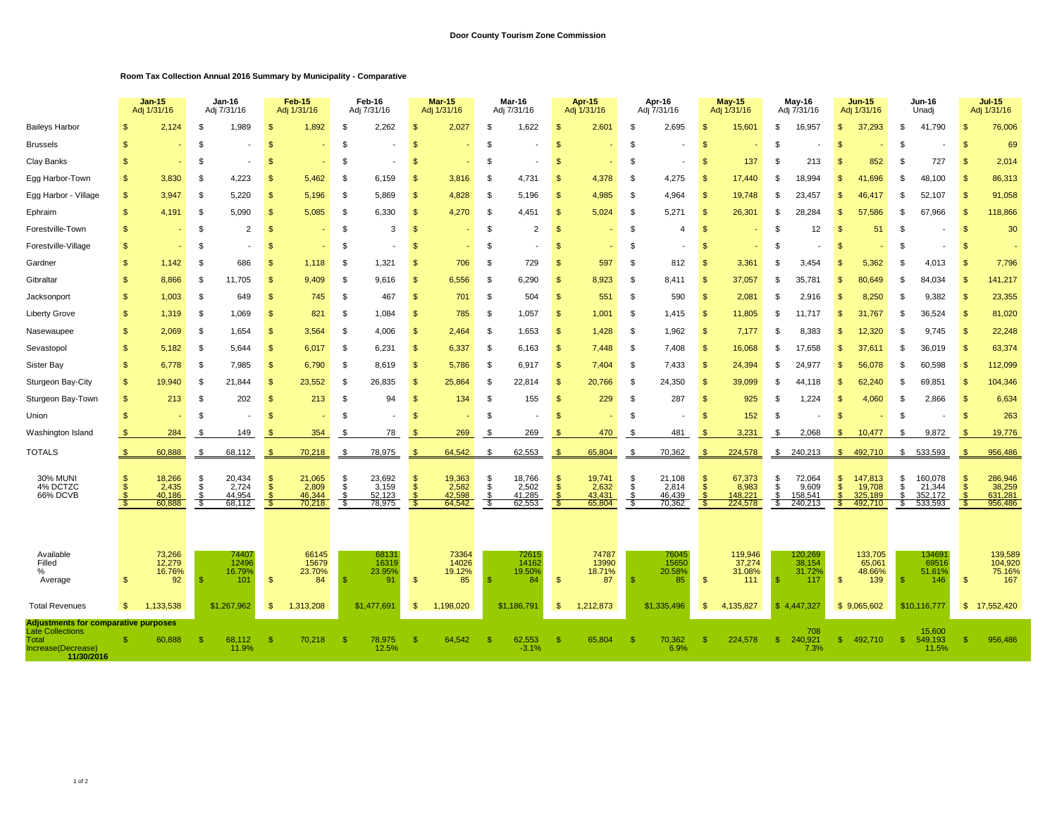**Door County Tourism Zone Commission**

**Room Tax Collection Annual 2016 Summary by Municipality - Comparative**

| | Jan-15 Adj 1/31/16 | Jan-16 Adj 7/31/16 | Feb-15 Adj 1/31/16 | Feb-16 Adj 7/31/16 | Mar-15 Adj 1/31/16 | Mar-16 Adj 7/31/16 | Apr-15 Adj 1/31/16 | Apr-16 Adj 7/31/16 | May-15 Adj 1/31/16 | May-16 Adj 7/31/16 | Jun-15 Adj 1/31/16 | Jun-16 Unadj | Jul-15 Adj 1/31/16 |
|---|---|---|---|---|---|---|---|---|---|---|---|---|---|
| Baileys Harbor | $ 2,124 | $ 1,989 | $ 1,892 | $ 2,262 | $ 2,027 | $ 1,622 | $ 2,601 | $ 2,695 | $ 15,601 | $ 16,957 | $ 37,293 | $ 41,790 | $ 76,006 |
| Brussels | $ - | $ - | $ - | $ - | $ - | $ - | $ - | $ - | $ - | $ - | $ - | $ - | $ 69 |
| Clay Banks | $ - | $ - | $ - | $ - | $ - | $ - | $ - | $ - | $ 137 | $ 213 | $ 852 | $ 727 | $ 2,014 |
| Egg Harbor-Town | $ 3,830 | $ 4,223 | $ 5,462 | $ 6,159 | $ 3,816 | $ 4,731 | $ 4,378 | $ 4,275 | $ 17,440 | $ 18,994 | $ 41,696 | $ 48,100 | $ 86,313 |
| Egg Harbor - Village | $ 3,947 | $ 5,220 | $ 5,196 | $ 5,869 | $ 4,828 | $ 5,196 | $ 4,985 | $ 4,964 | $ 19,748 | $ 23,457 | $ 46,417 | $ 52,107 | $ 91,058 |
| Ephraim | $ 4,191 | $ 5,090 | $ 5,085 | $ 6,330 | $ 4,270 | $ 4,451 | $ 5,024 | $ 5,271 | $ 26,301 | $ 28,284 | $ 57,586 | $ 67,966 | $ 118,866 |
| Forestville-Town | $ - | $ 2 | $ - | $ 3 | $ - | $ 2 | $ - | $ 4 | $ - | $ 12 | $ 51 | $ - | $ 30 |
| Forestville-Village | $ - | $ - | $ - | $ - | $ - | $ - | $ - | $ - | $ - | $ - | $ - | $ - | $ - |
| Gardner | $ 1,142 | $ 686 | $ 1,118 | $ 1,321 | $ 706 | $ 729 | $ 597 | $ 812 | $ 3,361 | $ 3,454 | $ 5,362 | $ 4,013 | $ 7,796 |
| Gibraltar | $ 8,866 | $ 11,705 | $ 9,409 | $ 9,616 | $ 6,556 | $ 6,290 | $ 8,923 | $ 8,411 | $ 37,057 | $ 35,781 | $ 80,649 | $ 84,034 | $ 141,217 |
| Jacksonport | $ 1,003 | $ 649 | $ 745 | $ 467 | $ 701 | $ 504 | $ 551 | $ 590 | $ 2,081 | $ 2,916 | $ 8,250 | $ 9,382 | $ 23,355 |
| Liberty Grove | $ 1,319 | $ 1,069 | $ 821 | $ 1,084 | $ 785 | $ 1,057 | $ 1,001 | $ 1,415 | $ 11,805 | $ 11,717 | $ 31,767 | $ 36,524 | $ 81,020 |
| Nasewaupee | $ 2,069 | $ 1,654 | $ 3,564 | $ 4,006 | $ 2,464 | $ 1,653 | $ 1,428 | $ 1,962 | $ 7,177 | $ 8,383 | $ 12,320 | $ 9,745 | $ 22,248 |
| Sevastopol | $ 5,182 | $ 5,644 | $ 6,017 | $ 6,231 | $ 6,337 | $ 6,163 | $ 7,448 | $ 7,408 | $ 16,068 | $ 17,658 | $ 37,611 | $ 36,019 | $ 63,374 |
| Sister Bay | $ 6,778 | $ 7,985 | $ 6,790 | $ 8,619 | $ 5,786 | $ 6,917 | $ 7,404 | $ 7,433 | $ 24,394 | $ 24,977 | $ 56,078 | $ 60,598 | $ 112,099 |
| Sturgeon Bay-City | $ 19,940 | $ 21,844 | $ 23,552 | $ 26,835 | $ 25,864 | $ 22,814 | $ 20,766 | $ 24,350 | $ 39,099 | $ 44,118 | $ 62,240 | $ 69,851 | $ 104,346 |
| Sturgeon Bay-Town | $ 213 | $ 202 | $ 213 | $ 94 | $ 134 | $ 155 | $ 229 | $ 287 | $ 925 | $ 1,224 | $ 4,060 | $ 2,866 | $ 6,634 |
| Union | $ - | $ - | $ - | $ - | $ - | $ - | $ - | $ - | $ 152 | $ - | $ - | $ - | $ 263 |
| Washington Island | $ 284 | $ 149 | $ 354 | $ 78 | $ 269 | $ 269 | $ 470 | $ 481 | $ 3,231 | $ 2,068 | $ 10,477 | $ 9,872 | $ 19,776 |
| TOTALS | $ 60,888 | $ 68,112 | $ 70,218 | $ 78,975 | $ 64,542 | $ 62,553 | $ 65,804 | $ 70,362 | $ 224,578 | $ 240,213 | $ 492,710 | $ 533,593 | $ 956,486 |
| 30% MUNI | $ 18,266 | $ 20,434 | $ 21,065 | $ 23,692 | $ 19,363 | $ 18,766 | $ 19,741 | $ 21,108 | $ 67,373 | $ 72,064 | $ 147,813 | $ 160,078 | $ 286,946 |
| 4% DCTZC | $ 2,435 | $ 2,724 | $ 2,809 | $ 3,159 | $ 2,582 | $ 2,502 | $ 2,632 | $ 2,814 | $ 8,983 | $ 9,609 | $ 19,708 | $ 21,344 | $ 38,259 |
| 66% DCVB | $ 40,186 | $ 44,954 | $ 46,344 | $ 52,123 | $ 42,598 | $ 41,285 | $ 43,431 | $ 46,439 | $ 148,221 | $ 158,541 | $ 325,189 | $ 352,172 | $ 631,281 |
| | $ 60,888 | $ 68,112 | $ 70,218 | $ 78,975 | $ 64,542 | $ 62,553 | $ 65,804 | $ 70,362 | $ 224,578 | $ 240,213 | $ 492,710 | $ 533,593 | $ 956,486 |
| Available | 73,266 | 74407 | 66145 | 68131 | 73364 | 72615 | 74787 | 76045 | 119,946 | 120,269 | 133,705 | 134691 | 139,589 |
| Filled | 12,279 | 12496 | 15679 | 16319 | 14026 | 14162 | 13990 | 15650 | 37,274 | 38,154 | 65,061 | 69516 | 104,920 |
| % | 16.76% | 16.79% | 23.70% | 23.95% | 19.12% | 19.50% | 18.71% | 20.58% | 31.08% | 31.72% | 48.66% | 51.61% | 75.16% |
| Average | $ 92 | $ 101 | $ 84 | $ 91 | $ 85 | $ 84 | $ 87 | $ 85 | $ 111 | $ 117 | $ 139 | $ 146 | $ 167 |
| Total Revenues | $ 1,133,538 | $1,267,962 | $ 1,313,208 | $1,477,691 | $ 1,198,020 | $1,186,791 | $ 1,212,873 | $1,335,496 | $ 4,135,827 | $ 4,447,327 | $ 9,065,602 | $10,116,777 | $ 17,552,420 |
| **Adjustments for comparative purposes** | | | | | | | | | | | | | |
| Late Collections | | | | | | | | | | 708 | | 15,600 | |
| Total | $ 60,888 | $ 68,112 | $ 70,218 | $ 78,975 | $ 64,542 | $ 62,553 | $ 65,804 | $ 70,362 | $ 224,578 | $ 240,921 | $ 492,710 | $ 549,193 | $ 956,486 |
| Increase(Decrease) % | | 11.9% | | 12.5% | | -3.1% | | 6.9% | | 7.3% | | 11.5% | |
| **11/30/2016** | | | | | | | | | | | | | |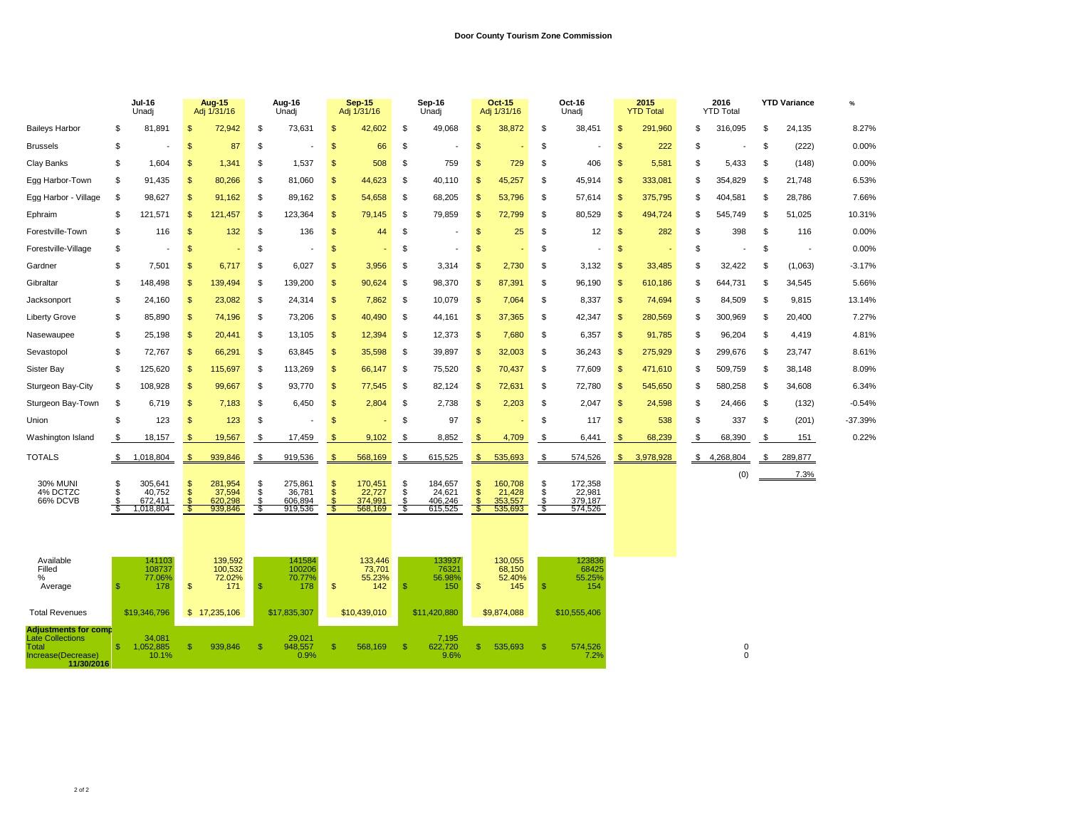**Door County Tourism Zone Commission**

| | Jul-16 Unadj | Aug-15 Adj 1/31/16 | Aug-16 Unadj | Sep-15 Adj 1/31/16 | Sep-16 Unadj | Oct-15 Adj 1/31/16 | Oct-16 Unadj | 2015 YTD Total | 2016 YTD Total | YTD Variance | % |
|---|---|---|---|---|---|---|---|---|---|---|---|
| Baileys Harbor | $ 81,891 | $ 72,942 | $ 73,631 | $ 42,602 | $ 49,068 | $ 38,872 | $ 38,451 | $ 291,960 | $ 316,095 | $ 24,135 | 8.27% |
| Brussels | $ - | $ 87 | $ - | $ 66 | $ - | $ - | $ - | $ 222 | $ - | $ (222) | 0.00% |
| Clay Banks | $ 1,604 | $ 1,341 | $ 1,537 | $ 508 | $ 759 | $ 729 | $ 406 | $ 5,581 | $ 5,433 | $ (148) | 0.00% |
| Egg Harbor-Town | $ 91,435 | $ 80,266 | $ 81,060 | $ 44,623 | $ 40,110 | $ 45,257 | $ 45,914 | $ 333,081 | $ 354,829 | $ 21,748 | 6.53% |
| Egg Harbor - Village | $ 98,627 | $ 91,162 | $ 89,162 | $ 54,658 | $ 68,205 | $ 53,796 | $ 57,614 | $ 375,795 | $ 404,581 | $ 28,786 | 7.66% |
| Ephraim | $ 121,571 | $ 121,457 | $ 123,364 | $ 79,145 | $ 79,859 | $ 72,799 | $ 80,529 | $ 494,724 | $ 545,749 | $ 51,025 | 10.31% |
| Forestville-Town | $ 116 | $ 132 | $ 136 | $ 44 | $ - | $ 25 | $ 12 | $ 282 | $ 398 | $ 116 | 0.00% |
| Forestville-Village | $ - | $ - | $ - | $ - | $ - | $ - | $ - | $ - | $ - | $ - | 0.00% |
| Gardner | $ 7,501 | $ 6,717 | $ 6,027 | $ 3,956 | $ 3,314 | $ 2,730 | $ 3,132 | $ 33,485 | $ 32,422 | $ (1,063) | -3.17% |
| Gibraltar | $ 148,498 | $ 139,494 | $ 139,200 | $ 90,624 | $ 98,370 | $ 87,391 | $ 96,190 | $ 610,186 | $ 644,731 | $ 34,545 | 5.66% |
| Jacksonport | $ 24,160 | $ 23,082 | $ 24,314 | $ 7,862 | $ 10,079 | $ 7,064 | $ 8,337 | $ 74,694 | $ 84,509 | $ 9,815 | 13.14% |
| Liberty Grove | $ 85,890 | $ 74,196 | $ 73,206 | $ 40,490 | $ 44,161 | $ 37,365 | $ 42,347 | $ 280,569 | $ 300,969 | $ 20,400 | 7.27% |
| Nasewaupee | $ 25,198 | $ 20,441 | $ 13,105 | $ 12,394 | $ 12,373 | $ 7,680 | $ 6,357 | $ 91,785 | $ 96,204 | $ 4,419 | 4.81% |
| Sevastopol | $ 72,767 | $ 66,291 | $ 63,845 | $ 35,598 | $ 39,897 | $ 32,003 | $ 36,243 | $ 275,929 | $ 299,676 | $ 23,747 | 8.61% |
| Sister Bay | $ 125,620 | $ 115,697 | $ 113,269 | $ 66,147 | $ 75,520 | $ 70,437 | $ 77,609 | $ 471,610 | $ 509,759 | $ 38,148 | 8.09% |
| Sturgeon Bay-City | $ 108,928 | $ 99,667 | $ 93,770 | $ 77,545 | $ 82,124 | $ 72,631 | $ 72,780 | $ 545,650 | $ 580,258 | $ 34,608 | 6.34% |
| Sturgeon Bay-Town | $ 6,719 | $ 7,183 | $ 6,450 | $ 2,804 | $ 2,738 | $ 2,203 | $ 2,047 | $ 24,598 | $ 24,466 | $ (132) | -0.54% |
| Union | $ 123 | $ 123 | $ - | $ - | $ 97 | $ - | $ 117 | $ 538 | $ 337 | $ (201) | -37.39% |
| Washington Island | $ 18,157 | $ 19,567 | $ 17,459 | $ 9,102 | $ 8,852 | $ 4,709 | $ 6,441 | $ 68,239 | $ 68,390 | $ 151 | 0.22% |
| TOTALS | $ 1,018,804 | $ 939,846 | $ 919,536 | $ 568,169 | $ 615,525 | $ 535,693 | $ 574,526 | $ 3,978,928 | $ 4,268,804 | $ 289,877 | |
| | | | | | | | | | (0) | 7.3% | |
| 30% MUNI | $ 305,641 | $ 281,954 | $ 275,861 | $ 170,451 | $ 184,657 | $ 160,708 | $ 172,358 | | | | |
| 4% DCTZC | $ 40,752 | $ 37,594 | $ 36,781 | $ 22,727 | $ 24,621 | $ 21,428 | $ 22,981 | | | | |
| 66% DCVB | $ 672,411 | $ 620,298 | $ 606,894 | $ 374,991 | $ 406,246 | $ 353,557 | $ 379,187 | | | | |
| | $ 1,018,804 | $ 939,846 | $ 919,536 | $ 568,169 | $ 615,525 | $ 535,693 | $ 574,526 | | | | |
| Available | 141103 | 139,592 | 141584 | 133,446 | 133937 | 130,055 | 123836 | | | | |
| Filled | 108737 | 100,532 | 100206 | 73,701 | 76321 | 68,150 | 68425 | | | | |
| % | 77.06% | 72.02% | 70.77% | 55.23% | 56.98% | 52.40% | 55.25% | | | | |
| Average | $ 178 | $ 171 | $ 178 | $ 142 | $ 150 | $ 145 | $ 154 | | | | |
| Total Revenues | $19,346,796 | $ 17,235,106 | $17,835,307 | $10,439,010 | $11,420,880 | $9,874,088 | $10,555,406 | | | | |
| **Adjustments for comp** | | | | | | | | | | | |
| Late Collections | 34,081 | | 29,021 | | 7,195 | | | | | | |
| Total | $ 1,052,885 | $ 939,846 | $ 948,557 | $ 568,169 | $ 622,720 | $ 535,693 | $ 574,526 | | 0 | | |
| Increase(Decrease) | 10.1% | | 0.9% | | 9.6% | | 7.2% | | 0 | | |
| **11/30/2016** | | | | | | | | | | | |